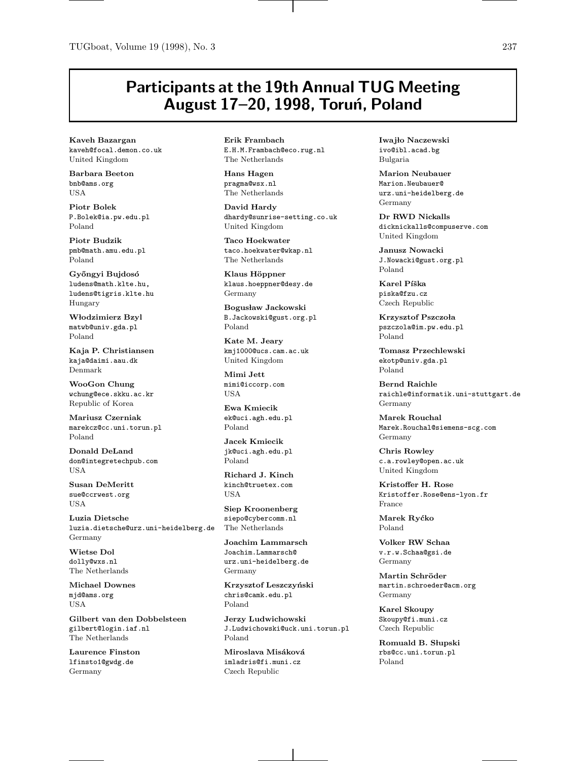# Participants at the 19th Annual TUG Meeting August 17–20, 1998, Toruń, Poland

**Kaveh Bazargan**
kaveh@focal.demon.co.uk
United Kingdom

**Barbara Beeton**
bnb@ams.org
USA

**Piotr Bolek**
P.Bolek@ia.pw.edu.pl
Poland

**Piotr Budzik**
pmb@math.amu.edu.pl
Poland

**Győngyi Bujdosó**
ludens@math.klte.hu,
ludens@tigris.klte.hu
Hungary

**Włodzimierz Bzyl**
matwb@univ.gda.pl
Poland

**Kaja P. Christiansen**
kaja@daimi.aau.dk
Denmark

**WooGon Chung**
wchung@ece.skku.ac.kr
Republic of Korea

**Mariusz Czerniak**
marekcz@cc.uni.torun.pl
Poland

**Donald DeLand**
don@integretechpub.com
USA

**Susan DeMeritt**
sue@ccrwest.org
USA

**Luzia Dietsche**
luzia.dietsche@urz.uni-heidelberg.de
Germany

**Wietse Dol**
dolly@wxs.nl
The Netherlands

**Michael Downes**
mjd@ams.org
USA

**Gilbert van den Dobbelsteen**
gilbert@login.iaf.nl
The Netherlands

**Laurence Finston**
lfinsto1@gwdg.de
Germany

**Erik Frambach**
E.H.M.Frambach@eco.rug.nl
The Netherlands

**Hans Hagen**
pragma@wsx.nl
The Netherlands

**David Hardy**
dhardy@sunrise-setting.co.uk
United Kingdom

**Taco Hoekwater**
taco.hoekwater@wkap.nl
The Netherlands

**Klaus Höppner**
klaus.hoeppner@desy.de
Germany

**Bogusław Jackowski**
B.Jackowski@gust.org.pl
Poland

**Kate M. Jeary**
kmj1000@ucs.cam.ac.uk
United Kingdom

**Mimi Jett**
mimi@iccorp.com
USA

**Ewa Kmiecik**
ek@uci.agh.edu.pl
Poland

**Jacek Kmiecik**
jk@uci.agh.edu.pl
Poland

**Richard J. Kinch**
kinch@truetex.com
USA

**Siep Kroonenberg**
siepo@cybercomm.nl
The Netherlands

**Joachim Lammarsch**
Joachim.Lammarsch@
urz.uni-heidelberg.de
Germany

**Krzysztof Leszczyński**
chris@camk.edu.pl
Poland

**Jerzy Ludwichowski**
J.Ludwichowski@uck.uni.torun.pl
Poland

**Miroslava Misáková**
imladris@fi.muni.cz
Czech Republic

**Iwajło Naczewski**
ivo@ibl.acad.bg
Bulgaria

**Marion Neubauer**
Marion.Neubauer@
urz.uni-heidelberg.de
Germany

**Dr RWD Nickalls**
dicknickalls@compuserve.com
United Kingdom

**Janusz Nowacki**
J.Nowacki@gust.org.pl
Poland

**Karel Píška**
piska@fzu.cz
Czech Republic

**Krzysztof Pszczoła**
pszczola@im.pw.edu.pl
Poland

**Tomasz Przechlewski**
ekotp@univ.gda.pl
Poland

**Bernd Raichle**
raichle@informatik.uni-stuttgart.de
Germany

**Marek Rouchal**
Marek.Rouchal@siemens-scg.com
Germany

**Chris Rowley**
c.a.rowley@open.ac.uk
United Kingdom

**Kristoffer H. Rose**
Kristoffer.Rose@ens-lyon.fr
France

**Marek Ryćko**
Poland

**Volker RW Schaa**
v.r.w.Schaa@gsi.de
Germany

**Martin Schröder**
martin.schroeder@acm.org
Germany

**Karel Skoupy**
Skoupy@fi.muni.cz
Czech Republic

**Romuald B. Słupski**
rbs@cc.uni.torun.pl
Poland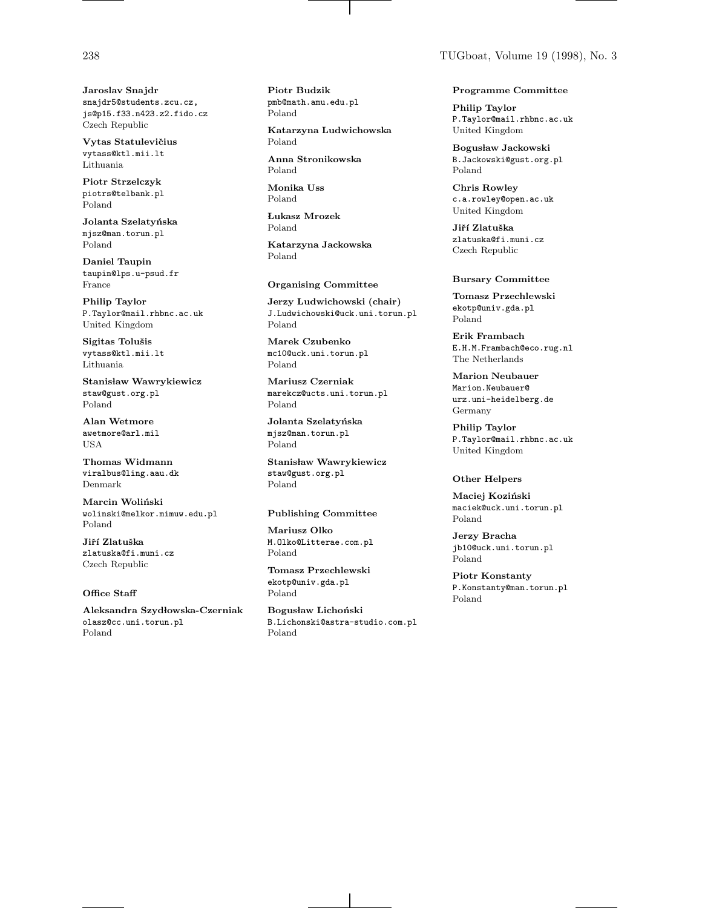**Jaroslav Snajdr**
snajdr5@students.zcu.cz,
js@p15.f33.n423.z2.fido.cz
Czech Republic

**Vytas Statulevičius**
vytass@ktl.mii.lt
Lithuania

**Piotr Strzelczyk**
piotrs@telbank.pl
Poland

**Jolanta Szelatyńska**
mjsz@man.torun.pl
Poland

**Daniel Taupin**
taupin@lps.u-psud.fr
France

**Philip Taylor**
P.Taylor@mail.rhbnc.ac.uk
United Kingdom

**Sigitas Tolušis**
vytass@ktl.mii.lt
Lithuania

**Stanisław Wawrykiewicz**
staw@gust.org.pl
Poland

**Alan Wetmore**
awetmore@arl.mil
USA

**Thomas Widmann**
viralbus@ling.aau.dk
Denmark

**Marcin Woliński**
wolinski@melkor.mimuw.edu.pl
Poland

**Jiří Zlatuška**
zlatuska@fi.muni.cz
Czech Republic

### Office Staff

**Aleksandra Szydłowska-Czerniak**
olasz@cc.uni.torun.pl
Poland

**Piotr Budzik**
pmb@math.amu.edu.pl
Poland

**Katarzyna Ludwichowska**
Poland

**Anna Stronikowska**
Poland

**Monika Uss**
Poland

**Łukasz Mrozek**
Poland

**Katarzyna Jackowska**
Poland

### Organising Committee

**Jerzy Ludwichowski (chair)**
J.Ludwichowski@uck.uni.torun.pl
Poland

**Marek Czubenko**
mc10@uck.uni.torun.pl
Poland

**Mariusz Czerniak**
marekcz@ucts.uni.torun.pl
Poland

**Jolanta Szelatyńska**
mjsz@man.torun.pl
Poland

**Stanisław Wawrykiewicz**
staw@gust.org.pl
Poland

### Publishing Committee

**Mariusz Olko**
M.Olko@Litterae.com.pl
Poland

**Tomasz Przechlewski**
ekotp@univ.gda.pl
Poland

**Bogusław Lichoński**
B.Lichonski@astra-studio.com.pl
Poland

### Programme Committee

**Philip Taylor**
P.Taylor@mail.rhbnc.ac.uk
United Kingdom

**Bogusław Jackowski**
B.Jackowski@gust.org.pl
Poland

**Chris Rowley**
c.a.rowley@open.ac.uk
United Kingdom

**Jiří Zlatuška**
zlatuska@fi.muni.cz
Czech Republic

### Bursary Committee

**Tomasz Przechlewski**
ekotp@univ.gda.pl
Poland

**Erik Frambach**
E.H.M.Frambach@eco.rug.nl
The Netherlands

**Marion Neubauer**
Marion.Neubauer@urz.uni-heidelberg.de
Germany

**Philip Taylor**
P.Taylor@mail.rhbnc.ac.uk
United Kingdom

### Other Helpers

**Maciej Koziński**
maciek@uck.uni.torun.pl
Poland

**Jerzy Bracha**
jb10@uck.uni.torun.pl
Poland

**Piotr Konstanty**
P.Konstanty@man.torun.pl
Poland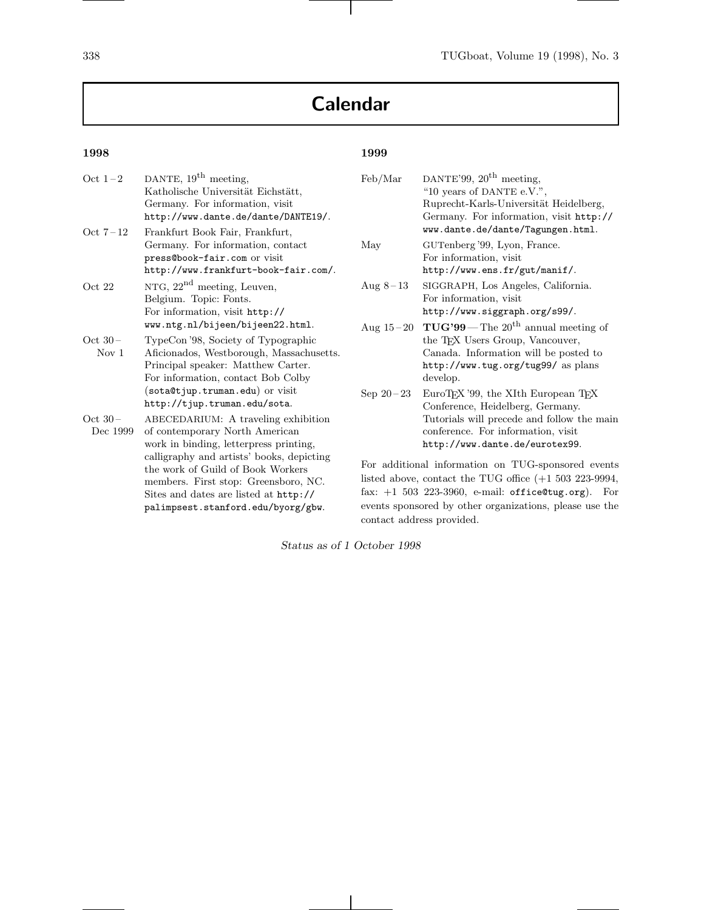# Calendar

## 1998

**Oct 1 – 2** DANTE, 19th meeting, Katholische Universität Eichstätt, Germany. For information, visit `http://www.dante.de/dante/DANTE19/`.

**Oct 7 – 12** Frankfurt Book Fair, Frankfurt, Germany. For information, contact `press@book-fair.com` or visit `http://www.frankfurt-book-fair.com/`.

**Oct 22** NTG, 22nd meeting, Leuven, Belgium. Topic: Fonts. For information, visit `http://www.ntg.nl/bijeen/bijeen22.html`.

**Oct 30 – Nov 1** TypeCon '98, Society of Typographic Aficionados, Westborough, Massachusetts. Principal speaker: Matthew Carter. For information, contact Bob Colby (`sota@tjup.truman.edu`) or visit `http://tjup.truman.edu/sota`.

**Oct 30 – Dec 1999** ABECEDARIUM: A traveling exhibition of contemporary North American work in binding, letterpress printing, calligraphy and artists' books, depicting the work of Guild of Book Workers members. First stop: Greensboro, NC. Sites and dates are listed at `http://palimpsest.stanford.edu/byorg/gbw`.

## 1999

**Feb/Mar** DANTE'99, 20th meeting, "10 years of DANTE e.V.", Ruprecht-Karls-Universität Heidelberg, Germany. For information, visit `http://www.dante.de/dante/Tagungen.html`.

**May** GUTenberg '99, Lyon, France. For information, visit `http://www.ens.fr/gut/manif/`.

**Aug 8 – 13** SIGGRAPH, Los Angeles, California. For information, visit `http://www.siggraph.org/s99/`.

**Aug 15 – 20** **TUG'99** — The 20th annual meeting of the TeX Users Group, Vancouver, Canada. Information will be posted to `http://www.tug.org/tug99/` as plans develop.

**Sep 20 – 23** EuroTeX '99, the XIth European TeX Conference, Heidelberg, Germany. Tutorials will precede and follow the main conference. For information, visit `http://www.dante.de/eurotex99`.

For additional information on TUG-sponsored events listed above, contact the TUG office (+1 503 223-9994, fax: +1 503 223-3960, e-mail: `office@tug.org`). For events sponsored by other organizations, please use the contact address provided.

*Status as of 1 October 1998*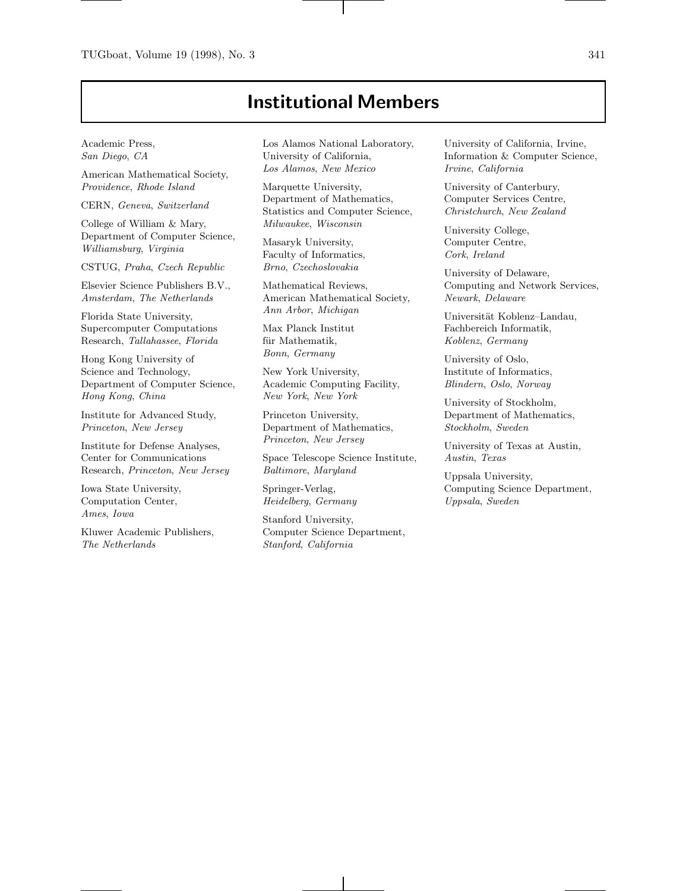# Institutional Members

Academic Press,
*San Diego*, *CA*

American Mathematical Society,
*Providence*, *Rhode Island*

CERN, *Geneva*, *Switzerland*

College of William & Mary,
Department of Computer Science,
*Williamsburg*, *Virginia*

CSTUG, *Praha*, *Czech Republic*

Elsevier Science Publishers B.V.,
*Amsterdam*, *The Netherlands*

Florida State University,
Supercomputer Computations
Research, *Tallahassee*, *Florida*

Hong Kong University of
Science and Technology,
Department of Computer Science,
*Hong Kong*, *China*

Institute for Advanced Study,
*Princeton*, *New Jersey*

Institute for Defense Analyses,
Center for Communications
Research, *Princeton*, *New Jersey*

Iowa State University,
Computation Center,
*Ames*, *Iowa*

Kluwer Academic Publishers,
*The Netherlands*

Los Alamos National Laboratory,
University of California,
*Los Alamos*, *New Mexico*

Marquette University,
Department of Mathematics,
Statistics and Computer Science,
*Milwaukee*, *Wisconsin*

Masaryk University,
Faculty of Informatics,
*Brno*, *Czechoslovakia*

Mathematical Reviews,
American Mathematical Society,
*Ann Arbor*, *Michigan*

Max Planck Institut
für Mathematik,
*Bonn*, *Germany*

New York University,
Academic Computing Facility,
*New York*, *New York*

Princeton University,
Department of Mathematics,
*Princeton*, *New Jersey*

Space Telescope Science Institute,
*Baltimore*, *Maryland*

Springer-Verlag,
*Heidelberg*, *Germany*

Stanford University,
Computer Science Department,
*Stanford*, *California*

University of California, Irvine,
Information & Computer Science,
*Irvine*, *California*

University of Canterbury,
Computer Services Centre,
*Christchurch*, *New Zealand*

University College,
Computer Centre,
*Cork*, *Ireland*

University of Delaware,
Computing and Network Services,
*Newark*, *Delaware*

Universität Koblenz–Landau,
Fachbereich Informatik,
*Koblenz*, *Germany*

University of Oslo,
Institute of Informatics,
*Blindern*, *Oslo*, *Norway*

University of Stockholm,
Department of Mathematics,
*Stockholm*, *Sweden*

University of Texas at Austin,
*Austin*, *Texas*

Uppsala University,
Computing Science Department,
*Uppsala*, *Sweden*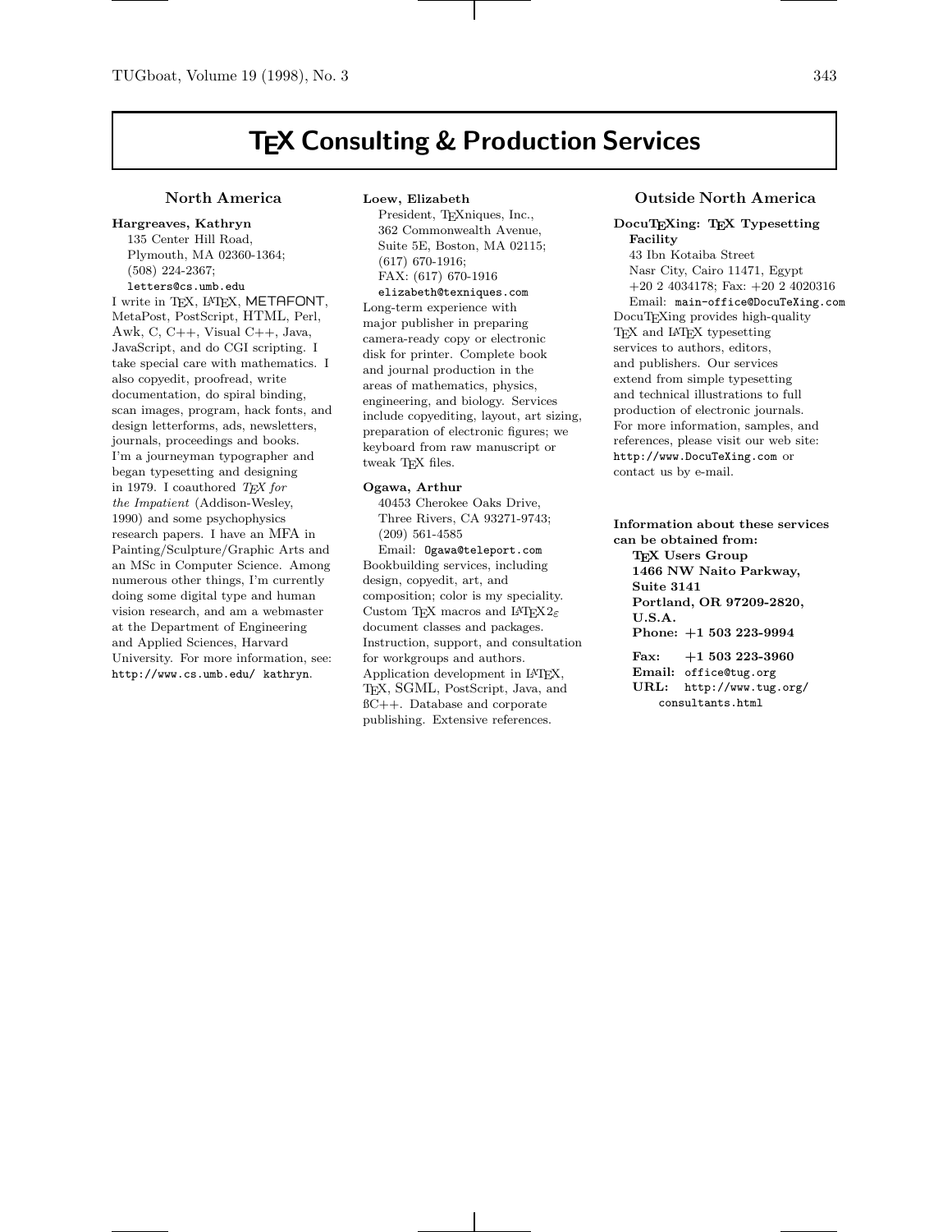# TEX Consulting & Production Services

## North America

**Hargreaves, Kathryn**
135 Center Hill Road,
Plymouth, MA 02360-1364;
(508) 224-2367;
letters@cs.umb.edu

I write in TEX, LATEX, METAFONT, MetaPost, PostScript, HTML, Perl, Awk, C, C++, Visual C++, Java, JavaScript, and do CGI scripting. I take special care with mathematics. I also copyedit, proofread, write documentation, do spiral binding, scan images, program, hack fonts, and design letterforms, ads, newsletters, journals, proceedings and books. I'm a journeyman typographer and began typesetting and designing in 1979. I coauthored *TEX for the Impatient* (Addison-Wesley, 1990) and some psychophysics research papers. I have an MFA in Painting/Sculpture/Graphic Arts and an MSc in Computer Science. Among numerous other things, I'm currently doing some digital type and human vision research, and am a webmaster at the Department of Engineering and Applied Sciences, Harvard University. For more information, see: http://www.cs.umb.edu/ kathryn.

**Loew, Elizabeth**
President, TEXniques, Inc.,
362 Commonwealth Avenue,
Suite 5E, Boston, MA 02115;
(617) 670-1916;
FAX: (617) 670-1916
elizabeth@texniques.com

Long-term experience with major publisher in preparing camera-ready copy or electronic disk for printer. Complete book and journal production in the areas of mathematics, physics, engineering, and biology. Services include copyediting, layout, art sizing, preparation of electronic figures; we keyboard from raw manuscript or tweak TEX files.

**Ogawa, Arthur**
40453 Cherokee Oaks Drive,
Three Rivers, CA 93271-9743;
(209) 561-4585
Email: Ogawa@teleport.com

Bookbuilding services, including design, copyedit, art, and composition; color is my speciality. Custom TEX macros and LATEX2$\varepsilon$ document classes and packages. Instruction, support, and consultation for workgroups and authors. Application development in LATEX, TEX, SGML, PostScript, Java, and ßC++. Database and corporate publishing. Extensive references.

## Outside North America

**DocuTEXing: TEX Typesetting Facility**
43 Ibn Kotaiba Street
Nasr City, Cairo 11471, Egypt
+20 2 4034178; Fax: +20 2 4020316
Email: main-office@DocuTeXing.com

DocuTEXing provides high-quality TEX and LATEX typesetting services to authors, editors, and publishers. Our services extend from simple typesetting and technical illustrations to full production of electronic journals. For more information, samples, and references, please visit our web site: http://www.DocuTeXing.com or contact us by e-mail.

**Information about these services can be obtained from:**

**TEX Users Group**
**1466 NW Naito Parkway,**
**Suite 3141**
**Portland, OR 97209-2820,**
**U.S.A.**
**Phone: +1 503 223-9994**
**Fax: +1 503 223-3960**
**Email:** office@tug.org
**URL:** http://www.tug.org/consultants.html